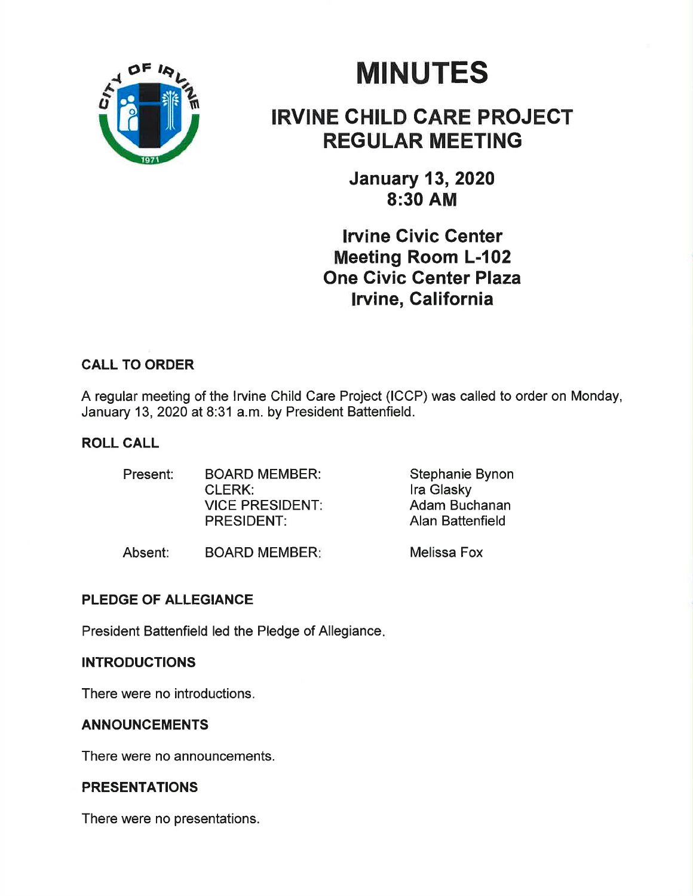# MINUTES

## IRVINE CHILD CARE PROJECT REGULAR MEETING

### January 13, 2020
### 8:30 AM

### Irvine Civic Center
### Meeting Room L-102
### One Civic Center Plaza
### Irvine, California

**CALL TO ORDER**

A regular meeting of the Irvine Child Care Project (ICCP) was called to order on Monday, January 13, 2020 at 8:31 a.m. by President Battenfield.

**ROLL CALL**

| | | |
|---|---|---|
| Present: | BOARD MEMBER: | Stephanie Bynon |
| | CLERK: | Ira Glasky |
| | VICE PRESIDENT: | Adam Buchanan |
| | PRESIDENT: | Alan Battenfield |
| Absent: | BOARD MEMBER: | Melissa Fox |

**PLEDGE OF ALLEGIANCE**

President Battenfield led the Pledge of Allegiance.

**INTRODUCTIONS**

There were no introductions.

**ANNOUNCEMENTS**

There were no announcements.

**PRESENTATIONS**

There were no presentations.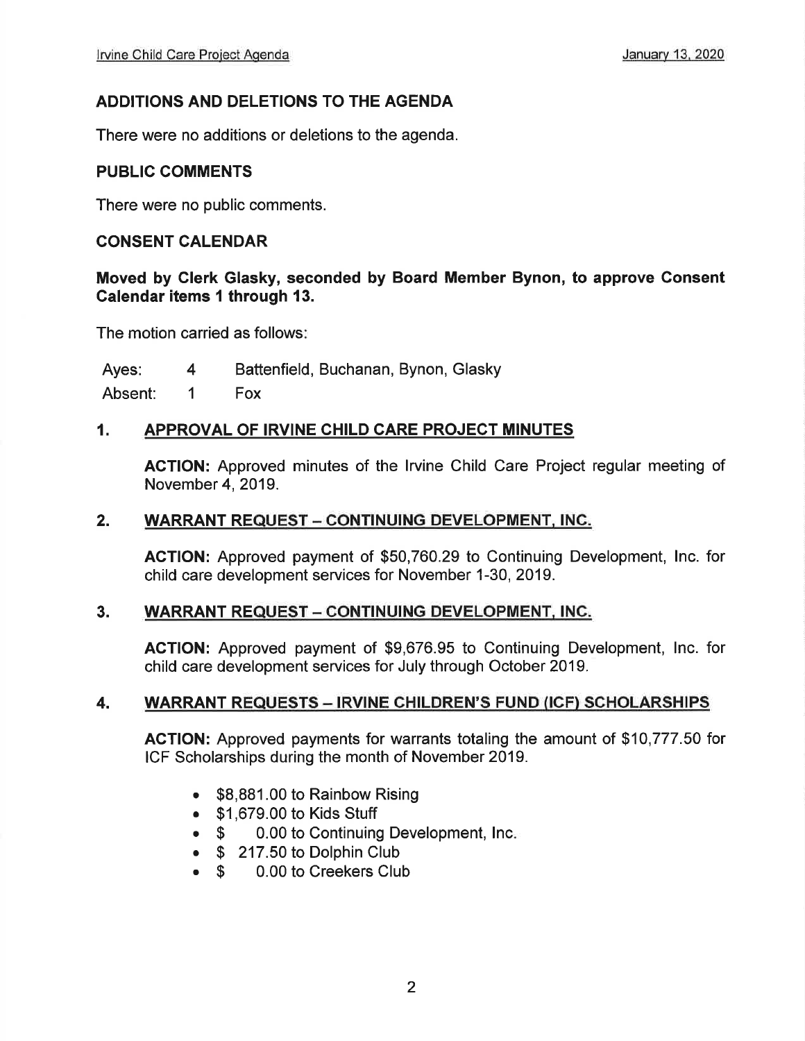## ADDITIONS AND DELETIONS TO THE AGENDA

There were no additions or deletions to the agenda.

## PUBLIC COMMENTS

There were no public comments.

## CONSENT CALENDAR

**Moved by Clerk Glasky, seconded by Board Member Bynon, to approve Consent Calendar items 1 through 13.**

The motion carried as follows:

| | | |
|---|---|---|
| Ayes: | 4 | Battenfield, Buchanan, Bynon, Glasky |
| Absent: | 1 | Fox |

### 1. APPROVAL OF IRVINE CHILD CARE PROJECT MINUTES

**ACTION:** Approved minutes of the Irvine Child Care Project regular meeting of November 4, 2019.

### 2. WARRANT REQUEST – CONTINUING DEVELOPMENT, INC.

**ACTION:** Approved payment of $50,760.29 to Continuing Development, Inc. for child care development services for November 1-30, 2019.

### 3. WARRANT REQUEST – CONTINUING DEVELOPMENT, INC.

**ACTION:** Approved payment of $9,676.95 to Continuing Development, Inc. for child care development services for July through October 2019.

### 4. WARRANT REQUESTS – IRVINE CHILDREN'S FUND (ICF) SCHOLARSHIPS

**ACTION:** Approved payments for warrants totaling the amount of $10,777.50 for ICF Scholarships during the month of November 2019.

- $8,881.00 to Rainbow Rising
- $1,679.00 to Kids Stuff
- $ 0.00 to Continuing Development, Inc.
- $ 217.50 to Dolphin Club
- $ 0.00 to Creekers Club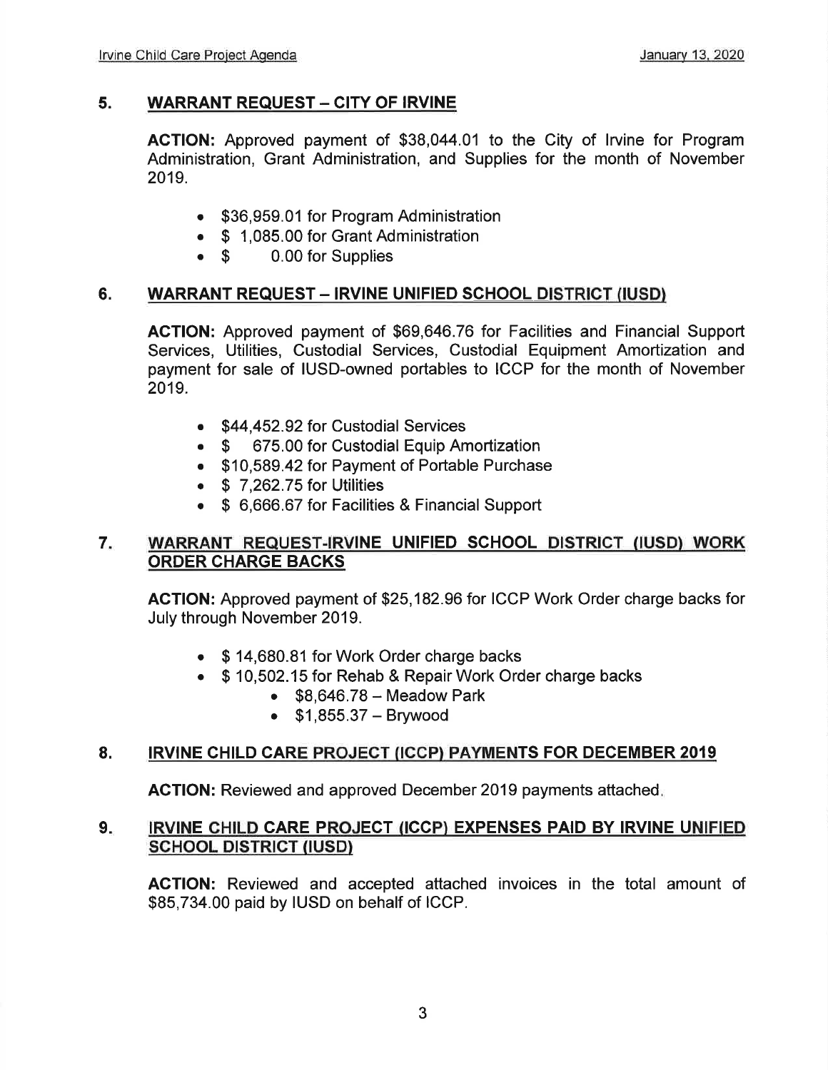## 5. WARRANT REQUEST – CITY OF IRVINE

**ACTION:** Approved payment of $38,044.01 to the City of Irvine for Program Administration, Grant Administration, and Supplies for the month of November 2019.

- $36,959.01 for Program Administration
- $ 1,085.00 for Grant Administration
- $ 0.00 for Supplies

## 6. WARRANT REQUEST – IRVINE UNIFIED SCHOOL DISTRICT (IUSD)

**ACTION:** Approved payment of $69,646.76 for Facilities and Financial Support Services, Utilities, Custodial Services, Custodial Equipment Amortization and payment for sale of IUSD-owned portables to ICCP for the month of November 2019.

- $44,452.92 for Custodial Services
- $ 675.00 for Custodial Equip Amortization
- $10,589.42 for Payment of Portable Purchase
- $ 7,262.75 for Utilities
- $ 6,666.67 for Facilities & Financial Support

## 7. WARRANT REQUEST-IRVINE UNIFIED SCHOOL DISTRICT (IUSD) WORK ORDER CHARGE BACKS

**ACTION:** Approved payment of $25,182.96 for ICCP Work Order charge backs for July through November 2019.

- $ 14,680.81 for Work Order charge backs
- $ 10,502.15 for Rehab & Repair Work Order charge backs
  - $8,646.78 – Meadow Park
  - $1,855.37 – Brywood

## 8. IRVINE CHILD CARE PROJECT (ICCP) PAYMENTS FOR DECEMBER 2019

**ACTION:** Reviewed and approved December 2019 payments attached.

## 9. IRVINE CHILD CARE PROJECT (ICCP) EXPENSES PAID BY IRVINE UNIFIED SCHOOL DISTRICT (IUSD)

**ACTION:** Reviewed and accepted attached invoices in the total amount of $85,734.00 paid by IUSD on behalf of ICCP.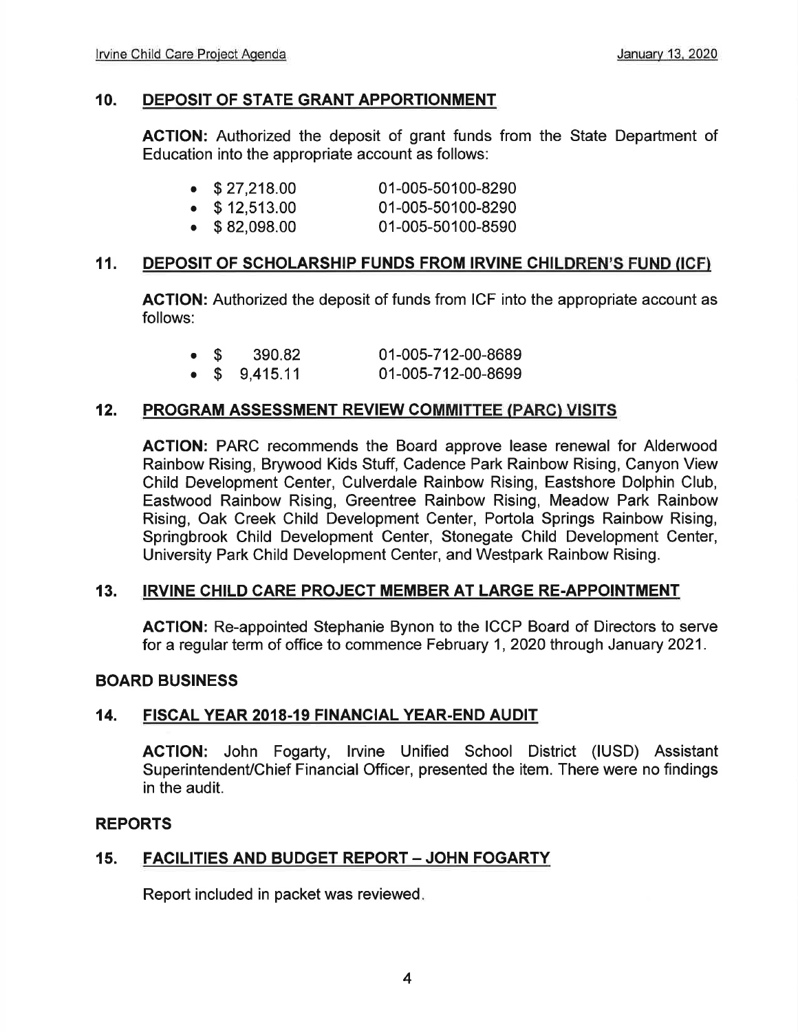## 10. DEPOSIT OF STATE GRANT APPORTIONMENT

**ACTION:** Authorized the deposit of grant funds from the State Department of Education into the appropriate account as follows:

- $ 27,218.00 01-005-50100-8290
- $ 12,513.00 01-005-50100-8290
- $ 82,098.00 01-005-50100-8590

## 11. DEPOSIT OF SCHOLARSHIP FUNDS FROM IRVINE CHILDREN'S FUND (ICF)

**ACTION:** Authorized the deposit of funds from ICF into the appropriate account as follows:

- $ 390.82 01-005-712-00-8689
- $ 9,415.11 01-005-712-00-8699

## 12. PROGRAM ASSESSMENT REVIEW COMMITTEE (PARC) VISITS

**ACTION:** PARC recommends the Board approve lease renewal for Alderwood Rainbow Rising, Brywood Kids Stuff, Cadence Park Rainbow Rising, Canyon View Child Development Center, Culverdale Rainbow Rising, Eastshore Dolphin Club, Eastwood Rainbow Rising, Greentree Rainbow Rising, Meadow Park Rainbow Rising, Oak Creek Child Development Center, Portola Springs Rainbow Rising, Springbrook Child Development Center, Stonegate Child Development Center, University Park Child Development Center, and Westpark Rainbow Rising.

## 13. IRVINE CHILD CARE PROJECT MEMBER AT LARGE RE-APPOINTMENT

**ACTION:** Re-appointed Stephanie Bynon to the ICCP Board of Directors to serve for a regular term of office to commence February 1, 2020 through January 2021.

## BOARD BUSINESS

## 14. FISCAL YEAR 2018-19 FINANCIAL YEAR-END AUDIT

**ACTION:** John Fogarty, Irvine Unified School District (IUSD) Assistant Superintendent/Chief Financial Officer, presented the item. There were no findings in the audit.

## REPORTS

## 15. FACILITIES AND BUDGET REPORT – JOHN FOGARTY

Report included in packet was reviewed.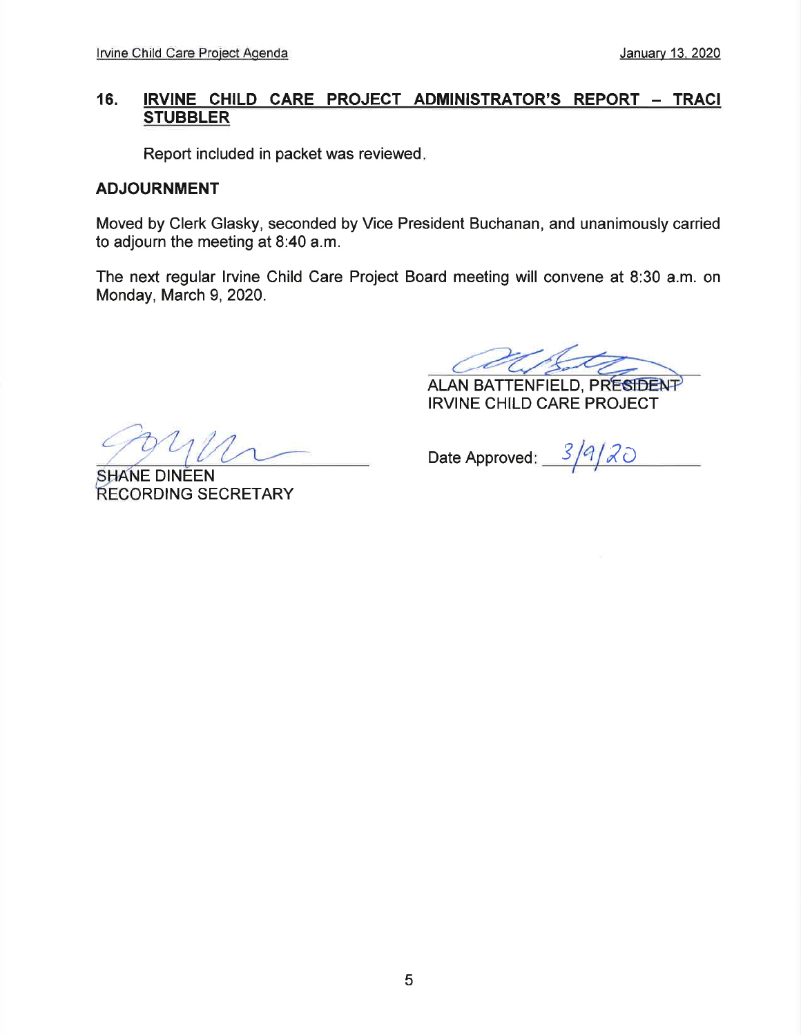## 16. IRVINE CHILD CARE PROJECT ADMINISTRATOR'S REPORT – TRACI STUBBLER

Report included in packet was reviewed.

## ADJOURNMENT

Moved by Clerk Glasky, seconded by Vice President Buchanan, and unanimously carried to adjourn the meeting at 8:40 a.m.

The next regular Irvine Child Care Project Board meeting will convene at 8:30 a.m. on Monday, March 9, 2020.

ALAN BATTENFIELD, PRESIDENT
IRVINE CHILD CARE PROJECT

Date Approved: 3/9/20

SHANE DINEEN
RECORDING SECRETARY